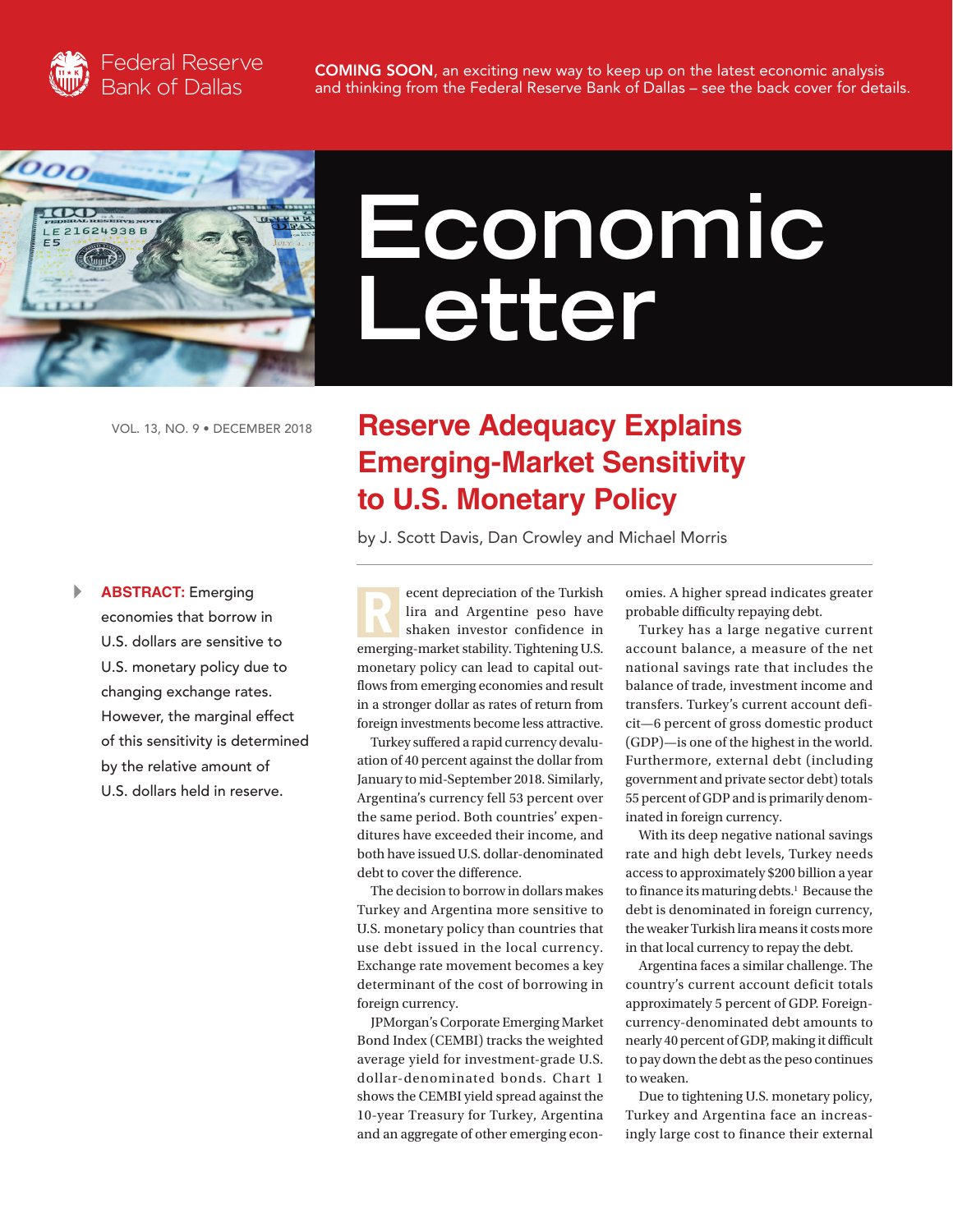Federal Reserve Bank of Dallas

**COMING SOON**, an exciting new way to keep up on the latest economic analysis and thinking from the Federal Reserve Bank of Dallas – see the back cover for details.

# Economic Letter

VOL. 13, NO. 9 • DECEMBER 2018

## Reserve Adequacy Explains Emerging-Market Sensitivity to U.S. Monetary Policy

by J. Scott Davis, Dan Crowley and Michael Morris

**ABSTRACT:** Emerging economies that borrow in U.S. dollars are sensitive to U.S. monetary policy due to changing exchange rates. However, the marginal effect of this sensitivity is determined by the relative amount of U.S. dollars held in reserve.

Recent depreciation of the Turkish lira and Argentine peso have shaken investor confidence in emerging-market stability. Tightening U.S. monetary policy can lead to capital outflows from emerging economies and result in a stronger dollar as rates of return from foreign investments become less attractive.

Turkey suffered a rapid currency devaluation of 40 percent against the dollar from January to mid-September 2018. Similarly, Argentina's currency fell 53 percent over the same period. Both countries' expenditures have exceeded their income, and both have issued U.S. dollar-denominated debt to cover the difference.

The decision to borrow in dollars makes Turkey and Argentina more sensitive to U.S. monetary policy than countries that use debt issued in the local currency. Exchange rate movement becomes a key determinant of the cost of borrowing in foreign currency.

JPMorgan's Corporate Emerging Market Bond Index (CEMBI) tracks the weighted average yield for investment-grade U.S. dollar-denominated bonds. Chart 1 shows the CEMBI yield spread against the 10-year Treasury for Turkey, Argentina and an aggregate of other emerging economies. A higher spread indicates greater probable difficulty repaying debt.

Turkey has a large negative current account balance, a measure of the net national savings rate that includes the balance of trade, investment income and transfers. Turkey's current account deficit—6 percent of gross domestic product (GDP)—is one of the highest in the world. Furthermore, external debt (including government and private sector debt) totals 55 percent of GDP and is primarily denominated in foreign currency.

With its deep negative national savings rate and high debt levels, Turkey needs access to approximately $200 billion a year to finance its maturing debts.[1] Because the debt is denominated in foreign currency, the weaker Turkish lira means it costs more in that local currency to repay the debt.

Argentina faces a similar challenge. The country's current account deficit totals approximately 5 percent of GDP. Foreign-currency-denominated debt amounts to nearly 40 percent of GDP, making it difficult to pay down the debt as the peso continues to weaken.

Due to tightening U.S. monetary policy, Turkey and Argentina face an increasingly large cost to finance their external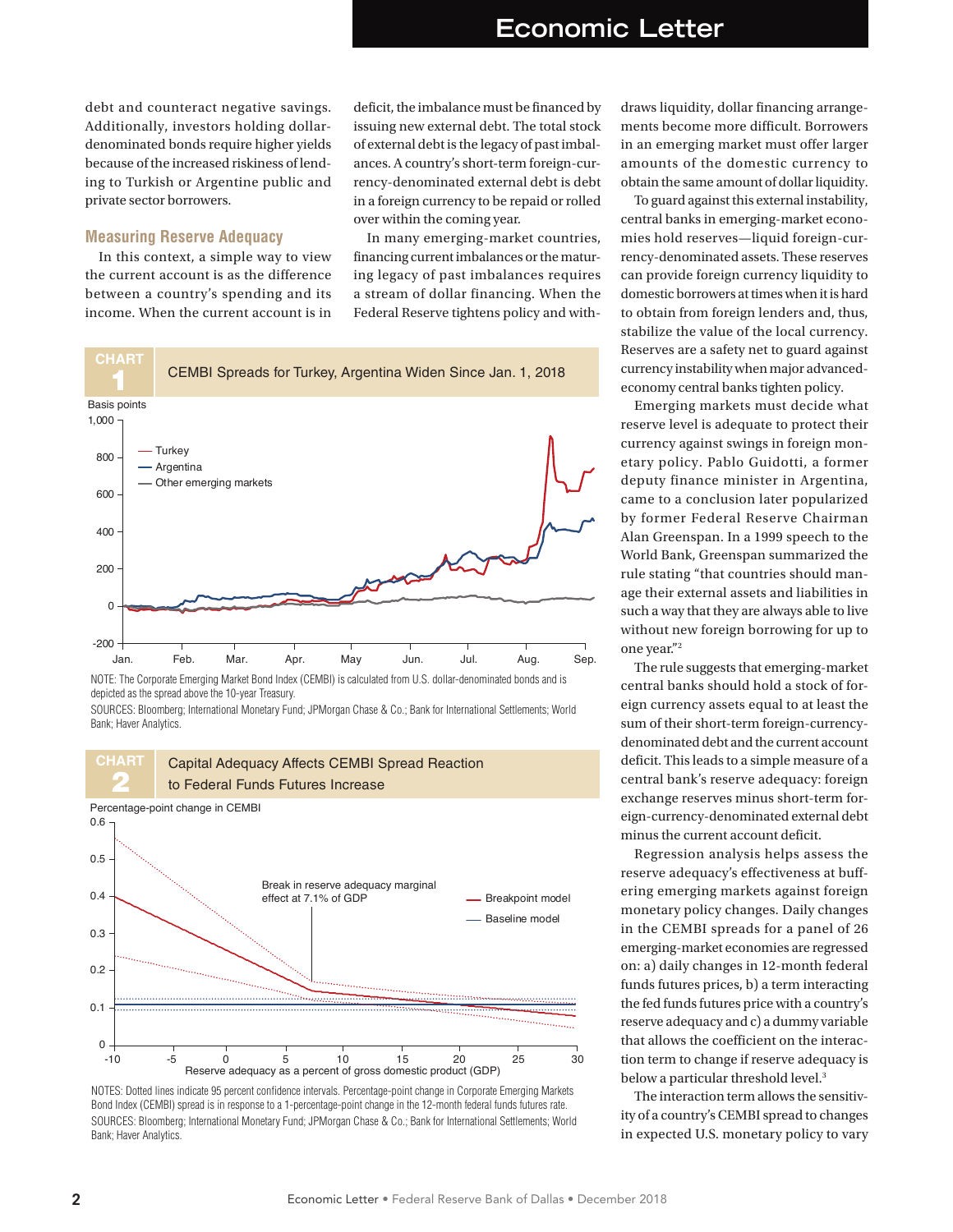debt and counteract negative savings. Additionally, investors holding dollar-denominated bonds require higher yields because of the increased riskiness of lending to Turkish or Argentine public and private sector borrowers.

## Measuring Reserve Adequacy

In this context, a simple way to view the current account is as the difference between a country's spending and its income. When the current account is in deficit, the imbalance must be financed by issuing new external debt. The total stock of external debt is the legacy of past imbalances. A country's short-term foreign-currency-denominated external debt is debt in a foreign currency to be repaid or rolled over within the coming year.

In many emerging-market countries, financing current imbalances or the maturing legacy of past imbalances requires a stream of dollar financing. When the Federal Reserve tightens policy and withdraws liquidity, dollar financing arrangements become more difficult. Borrowers in an emerging market must offer larger amounts of the domestic currency to obtain the same amount of dollar liquidity.

To guard against this external instability, central banks in emerging-market economies hold reserves—liquid foreign-currency-denominated assets. These reserves can provide foreign currency liquidity to domestic borrowers at times when it is hard to obtain from foreign lenders and, thus, stabilize the value of the local currency. Reserves are a safety net to guard against currency instability when major advanced-economy central banks tighten policy.

Emerging markets must decide what reserve level is adequate to protect their currency against swings in foreign monetary policy. Pablo Guidotti, a former deputy finance minister in Argentina, came to a conclusion later popularized by former Federal Reserve Chairman Alan Greenspan. In a 1999 speech to the World Bank, Greenspan summarized the rule stating "that countries should manage their external assets and liabilities in such a way that they are always able to live without new foreign borrowing for up to one year."[2]

The rule suggests that emerging-market central banks should hold a stock of foreign currency assets equal to at least the sum of their short-term foreign-currency-denominated debt and the current account deficit. This leads to a simple measure of a central bank's reserve adequacy: foreign exchange reserves minus short-term foreign-currency-denominated external debt minus the current account deficit.

Regression analysis helps assess the reserve adequacy's effectiveness at buffering emerging markets against foreign monetary policy changes. Daily changes in the CEMBI spreads for a panel of 26 emerging-market economies are regressed on: a) daily changes in 12-month federal funds futures prices, b) a term interacting the fed funds futures price with a country's reserve adequacy and c) a dummy variable that allows the coefficient on the interaction term to change if reserve adequacy is below a particular threshold level.[3]

The interaction term allows the sensitivity of a country's CEMBI spread to changes in expected U.S. monetary policy to vary

**CHART 1** CEMBI Spreads for Turkey, Argentina Widen Since Jan. 1, 2018

Basis points
1,000
800
600
400
200
0
-200
Jan. Feb. Mar. Apr. May Jun. Jul. Aug. Sep.
Turkey
Argentina
Other emerging markets

NOTE: The Corporate Emerging Market Bond Index (CEMBI) is calculated from U.S. dollar-denominated bonds and is depicted as the spread above the 10-year Treasury.

SOURCES: Bloomberg; International Monetary Fund; JPMorgan Chase & Co.; Bank for International Settlements; World Bank; Haver Analytics.

**CHART 2** Capital Adequacy Affects CEMBI Spread Reaction to Federal Funds Futures Increase

Percentage-point change in CEMBI
0.6
0.5
0.4
0.3
0.2
0.1
0
-10 -5 0 5 10 15 20 25 30
Reserve adequacy as a percent of gross domestic product (GDP)
Break in reserve adequacy marginal effect at 7.1% of GDP
Breakpoint model
Baseline model

NOTES: Dotted lines indicate 95 percent confidence intervals. Percentage-point change in Corporate Emerging Markets Bond Index (CEMBI) spread is in response to a 1-percentage-point change in the 12-month federal funds futures rate.

SOURCES: Bloomberg; International Monetary Fund; JPMorgan Chase & Co.; Bank for International Settlements; World Bank; Haver Analytics.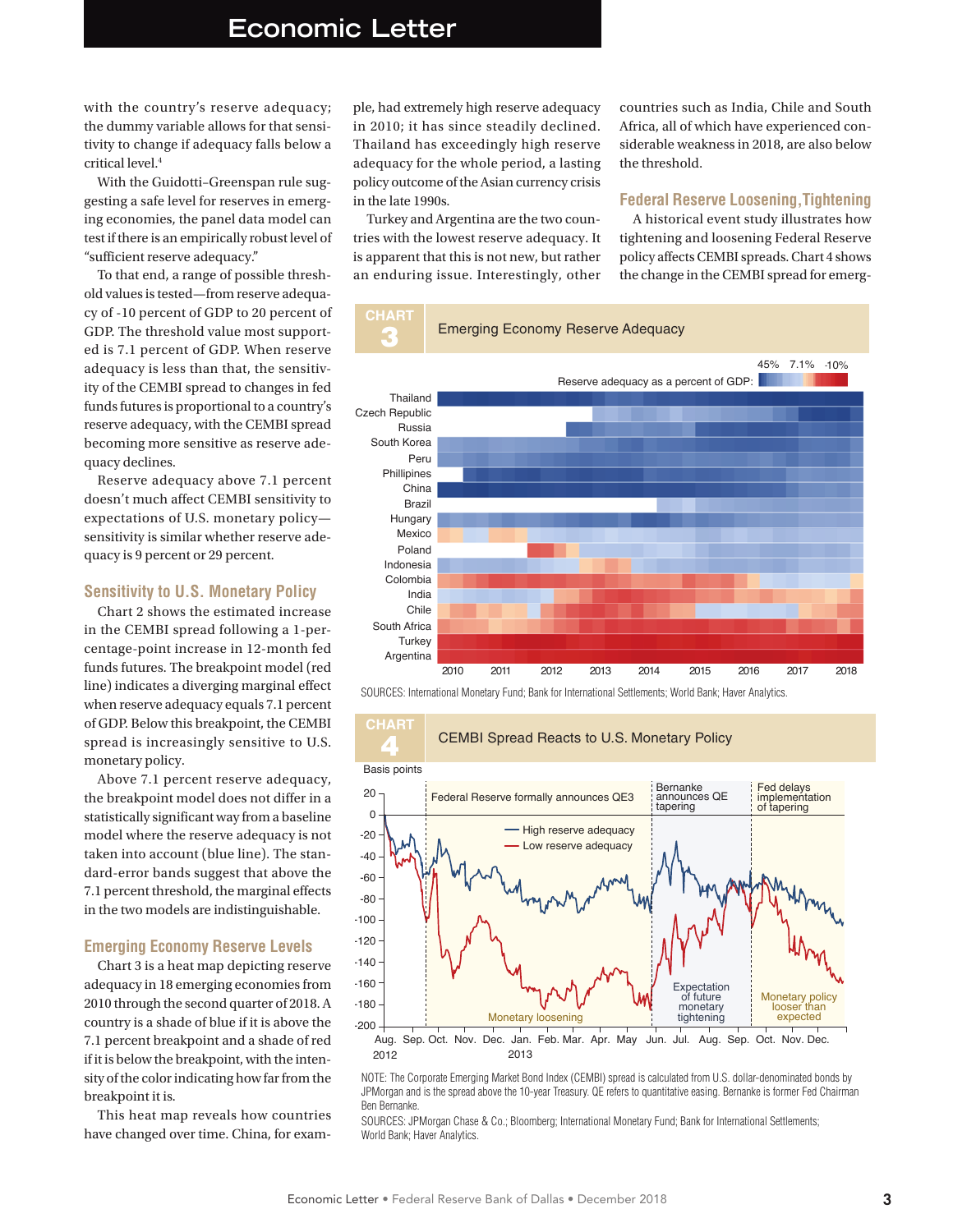with the country's reserve adequacy; the dummy variable allows for that sensitivity to change if adequacy falls below a critical level.[4]

With the Guidotti–Greenspan rule suggesting a safe level for reserves in emerging economies, the panel data model can test if there is an empirically robust level of "sufficient reserve adequacy."

To that end, a range of possible threshold values is tested—from reserve adequacy of -10 percent of GDP to 20 percent of GDP. The threshold value most supported is 7.1 percent of GDP. When reserve adequacy is less than that, the sensitivity of the CEMBI spread to changes in fed funds futures is proportional to a country's reserve adequacy, with the CEMBI spread becoming more sensitive as reserve adequacy declines.

Reserve adequacy above 7.1 percent doesn't much affect CEMBI sensitivity to expectations of U.S. monetary policy—sensitivity is similar whether reserve adequacy is 9 percent or 29 percent.

## Sensitivity to U.S. Monetary Policy

Chart 2 shows the estimated increase in the CEMBI spread following a 1-percentage-point increase in 12-month fed funds futures. The breakpoint model (red line) indicates a diverging marginal effect when reserve adequacy equals 7.1 percent of GDP. Below this breakpoint, the CEMBI spread is increasingly sensitive to U.S. monetary policy.

Above 7.1 percent reserve adequacy, the breakpoint model does not differ in a statistically significant way from a baseline model where the reserve adequacy is not taken into account (blue line). The standard-error bands suggest that above the 7.1 percent threshold, the marginal effects in the two models are indistinguishable.

## Emerging Economy Reserve Levels

Chart 3 is a heat map depicting reserve adequacy in 18 emerging economies from 2010 through the second quarter of 2018. A country is a shade of blue if it is above the 7.1 percent breakpoint and a shade of red if it is below the breakpoint, with the intensity of the color indicating how far from the breakpoint it is.

This heat map reveals how countries have changed over time. China, for example, had extremely high reserve adequacy in 2010; it has since steadily declined. Thailand has exceedingly high reserve adequacy for the whole period, a lasting policy outcome of the Asian currency crisis in the late 1990s.

Turkey and Argentina are the two countries with the lowest reserve adequacy. It is apparent that this is not new, but rather an enduring issue. Interestingly, other countries such as India, Chile and South Africa, all of which have experienced considerable weakness in 2018, are also below the threshold.

## Federal Reserve Loosening, Tightening

A historical event study illustrates how tightening and loosening Federal Reserve policy affects CEMBI spreads. Chart 4 shows the change in the CEMBI spread for emerg-

**CHART 3** Emerging Economy Reserve Adequacy

Reserve adequacy as a percent of GDP: 45% 7.1% -10%

Thailand
Czech Republic
Russia
South Korea
Peru
Phillipines
China
Brazil
Hungary
Mexico
Poland
Indonesia
Colombia
India
Chile
South Africa
Turkey
Argentina

2010 2011 2012 2013 2014 2015 2016 2017 2018

SOURCES: International Monetary Fund; Bank for International Settlements; World Bank; Haver Analytics.

**CHART 4** CEMBI Spread Reacts to U.S. Monetary Policy

Basis points

20
0
-20
-40
-60
-80
-100
-120
-140
-160
-180
-200

Federal Reserve formally announces QE3

Bernanke announces QE tapering

Fed delays implementation of tapering

High reserve adequacy

Low reserve adequacy

Monetary loosening

Expectation of future monetary tightening

Monetary policy looser than expected

Aug. 2012 Sep. Oct. Nov. Dec. Jan. 2013 Feb. Mar. Apr. May Jun. Jul. Aug. Sep. Oct. Nov. Dec.

NOTE: The Corporate Emerging Market Bond Index (CEMBI) spread is calculated from U.S. dollar-denominated bonds by JPMorgan and is the spread above the 10-year Treasury. QE refers to quantitative easing. Bernanke is former Fed Chairman Ben Bernanke.

SOURCES: JPMorgan Chase & Co.; Bloomberg; International Monetary Fund; Bank for International Settlements; World Bank; Haver Analytics.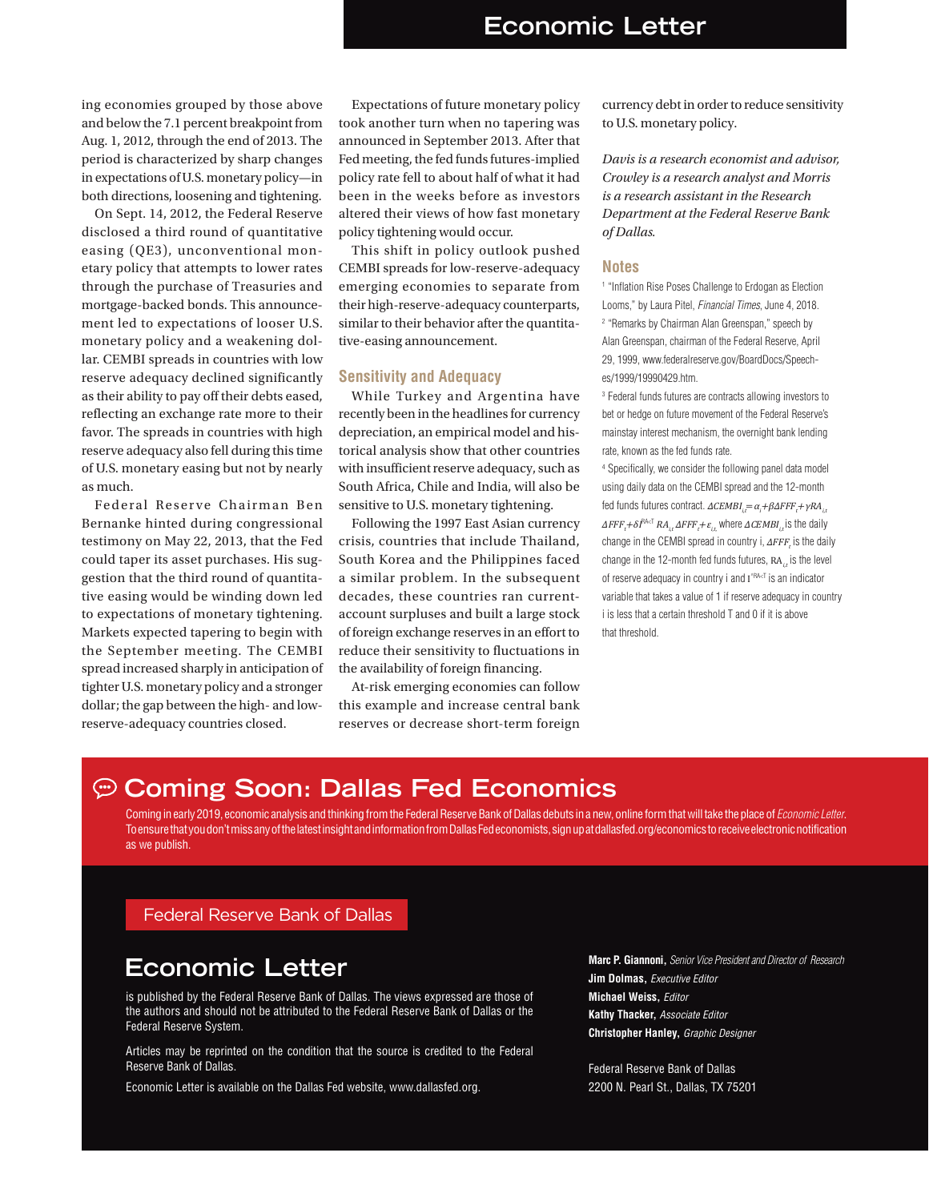ing economies grouped by those above and below the 7.1 percent breakpoint from Aug. 1, 2012, through the end of 2013. The period is characterized by sharp changes in expectations of U.S. monetary policy—in both directions, loosening and tightening.

On Sept. 14, 2012, the Federal Reserve disclosed a third round of quantitative easing (QE3), unconventional monetary policy that attempts to lower rates through the purchase of Treasuries and mortgage-backed bonds. This announcement led to expectations of looser U.S. monetary policy and a weakening dollar. CEMBI spreads in countries with low reserve adequacy declined significantly as their ability to pay off their debts eased, reflecting an exchange rate more to their favor. The spreads in countries with high reserve adequacy also fell during this time of U.S. monetary easing but not by nearly as much.

Federal Reserve Chairman Ben Bernanke hinted during congressional testimony on May 22, 2013, that the Fed could taper its asset purchases. His suggestion that the third round of quantitative easing would be winding down led to expectations of monetary tightening. Markets expected tapering to begin with the September meeting. The CEMBI spread increased sharply in anticipation of tighter U.S. monetary policy and a stronger dollar; the gap between the high- and low-reserve-adequacy countries closed.

Expectations of future monetary policy took another turn when no tapering was announced in September 2013. After that Fed meeting, the fed funds futures-implied policy rate fell to about half of what it had been in the weeks before as investors altered their views of how fast monetary policy tightening would occur.

This shift in policy outlook pushed CEMBI spreads for low-reserve-adequacy emerging economies to separate from their high-reserve-adequacy counterparts, similar to their behavior after the quantitative-easing announcement.

## Sensitivity and Adequacy

While Turkey and Argentina have recently been in the headlines for currency depreciation, an empirical model and historical analysis show that other countries with insufficient reserve adequacy, such as South Africa, Chile and India, will also be sensitive to U.S. monetary tightening.

Following the 1997 East Asian currency crisis, countries that include Thailand, South Korea and the Philippines faced a similar problem. In the subsequent decades, these countries ran current-account surpluses and built a large stock of foreign exchange reserves in an effort to reduce their sensitivity to fluctuations in the availability of foreign financing.

At-risk emerging economies can follow this example and increase central bank reserves or decrease short-term foreign currency debt in order to reduce sensitivity to U.S. monetary policy.

*Davis is a research economist and advisor, Crowley is a research analyst and Morris is a research assistant in the Research Department at the Federal Reserve Bank of Dallas.*

## Notes

[1] "Inflation Rise Poses Challenge to Erdogan as Election Looms," by Laura Pitel, *Financial Times*, June 4, 2018.

[2] "Remarks by Chairman Alan Greenspan," speech by Alan Greenspan, chairman of the Federal Reserve, April 29, 1999, www.federalreserve.gov/BoardDocs/Speeches/1999/19990429.htm.

[3] Federal funds futures are contracts allowing investors to bet or hedge on future movement of the Federal Reserve's mainstay interest mechanism, the overnight bank lending rate, known as the fed funds rate.

[4] Specifically, we consider the following panel data model using daily data on the CEMBI spread and the 12-month fed funds futures contract. $\Delta CEMBI_{i,t} = \alpha_i + \beta \Delta FFF_t + \gamma RA_{i,t} \Delta FFF_t + \delta I^{RA<T} RA_{i,t} \Delta FFF_t + \varepsilon_{i,t}$ where $\Delta CEMBI_{i,t}$ is the daily change in the CEMBI spread in country i, $\Delta FFF_t$ is the daily change in the 12-month fed funds futures, $RA_{i,t}$ is the level of reserve adequacy in country i and $I^{RA<T}$ is an indicator variable that takes a value of 1 if reserve adequacy in country i is less that a certain threshold T and 0 if it is above that threshold.

## Coming Soon: Dallas Fed Economics

Coming in early 2019, economic analysis and thinking from the Federal Reserve Bank of Dallas debuts in a new, online form that will take the place of *Economic Letter*. To ensure that you don't miss any of the latest insight and information from Dallas Fed economists, sign up at dallasfed.org/economics to receive electronic notification as we publish.

Federal Reserve Bank of Dallas

## Economic Letter

is published by the Federal Reserve Bank of Dallas. The views expressed are those of the authors and should not be attributed to the Federal Reserve Bank of Dallas or the Federal Reserve System.

Articles may be reprinted on the condition that the source is credited to the Federal Reserve Bank of Dallas.

Economic Letter is available on the Dallas Fed website, www.dallasfed.org.

**Marc P. Giannoni,** *Senior Vice President and Director of Research*
**Jim Dolmas,** *Executive Editor*
**Michael Weiss,** *Editor*
**Kathy Thacker,** *Associate Editor*
**Christopher Hanley,** *Graphic Designer*

Federal Reserve Bank of Dallas
2200 N. Pearl St., Dallas, TX 75201